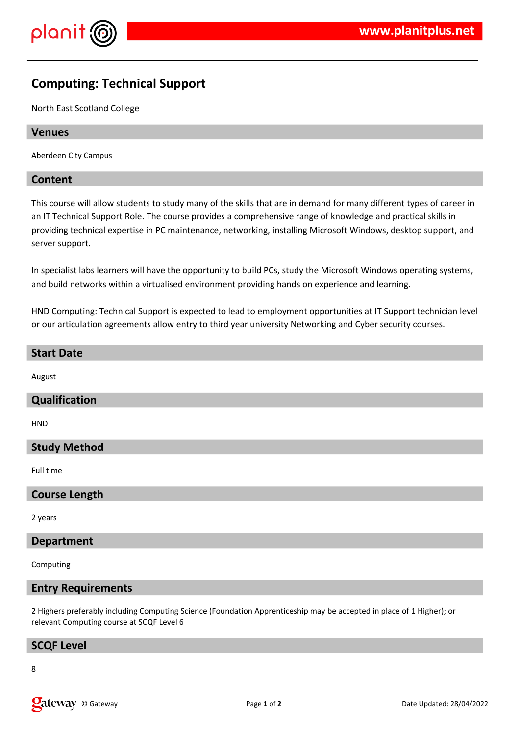# Computing: Technical Support

North East Scotland College

## Venues

Aberdeen City Campus

## Content

This course will allow students to study many of the skills that are in demand for many different types of career in an IT Technical Support Role. The course provides a comprehensive range of knowledge and practical skills in providing technical expertise in PC maintenance, networking, installing Microsoft Windows, desktop support, and server support.

In specialist labs learners will have the opportunity to build PCs, study the Microsoft Windows operating systems, and build networks within a virtualised environment providing hands on experience and learning.

HND Computing: Technical Support is expected to lead to employment opportunities at IT Support technician level or our articulation agreements allow entry to third year university Networking and Cyber security courses.

## Start Date

August

## Qualification

HND

## Study Method

Full time

## Course Length

2 years

## Department

Computing

## Entry Requirements

2 Highers preferably including Computing Science (Foundation Apprenticeship may be accepted in place of 1 Higher); or relevant Computing course at SCQF Level 6

## SCQF Level

8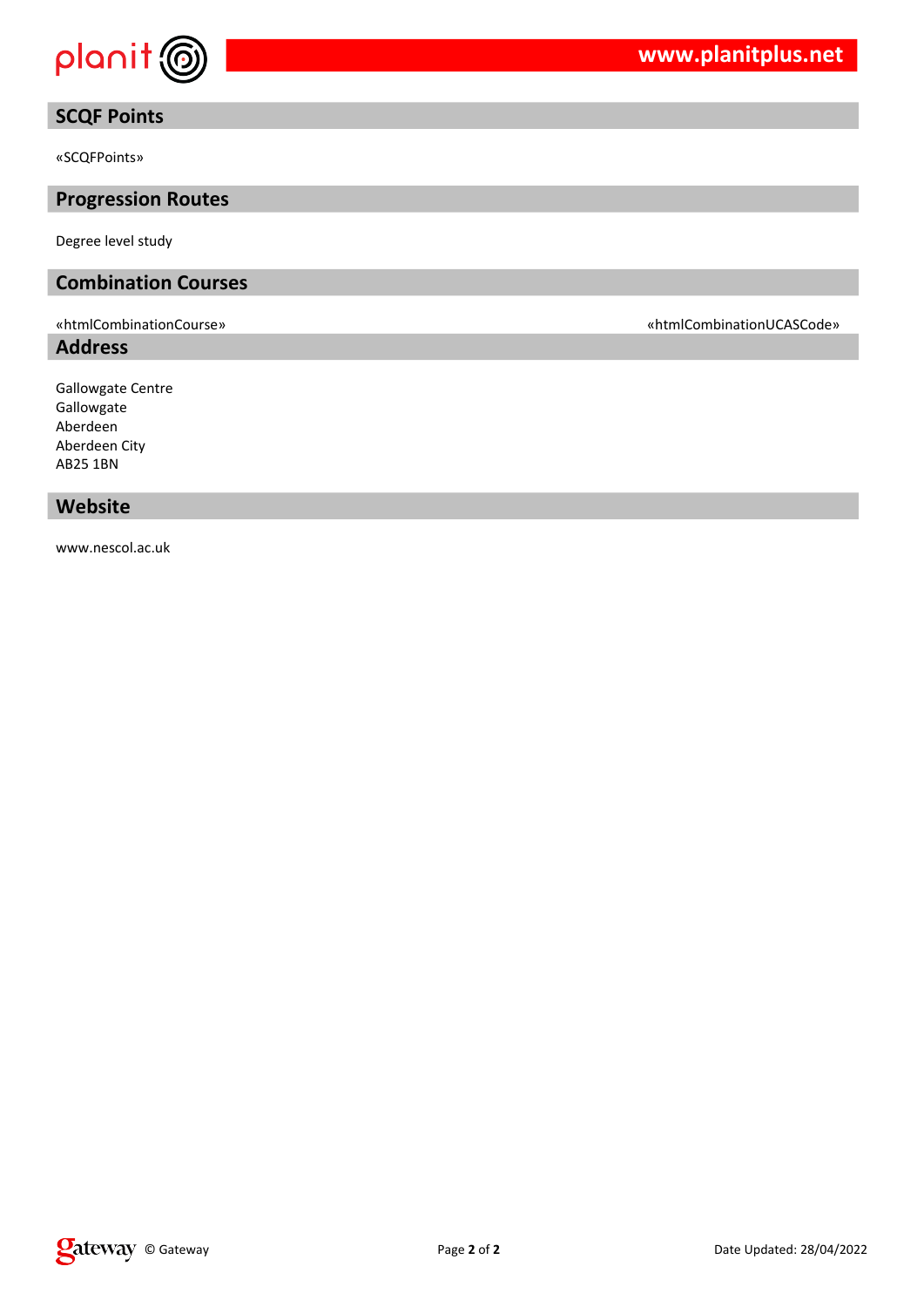## SCQF Points

«SCQFPoints»

## Progression Routes

Degree level study

## Combination Courses

«htmlCombinationCourse» «htmlCombinationUCASCode»

## Address

Gallowgate Centre
Gallowgate
Aberdeen
Aberdeen City
AB25 1BN

## Website

www.nescol.ac.uk